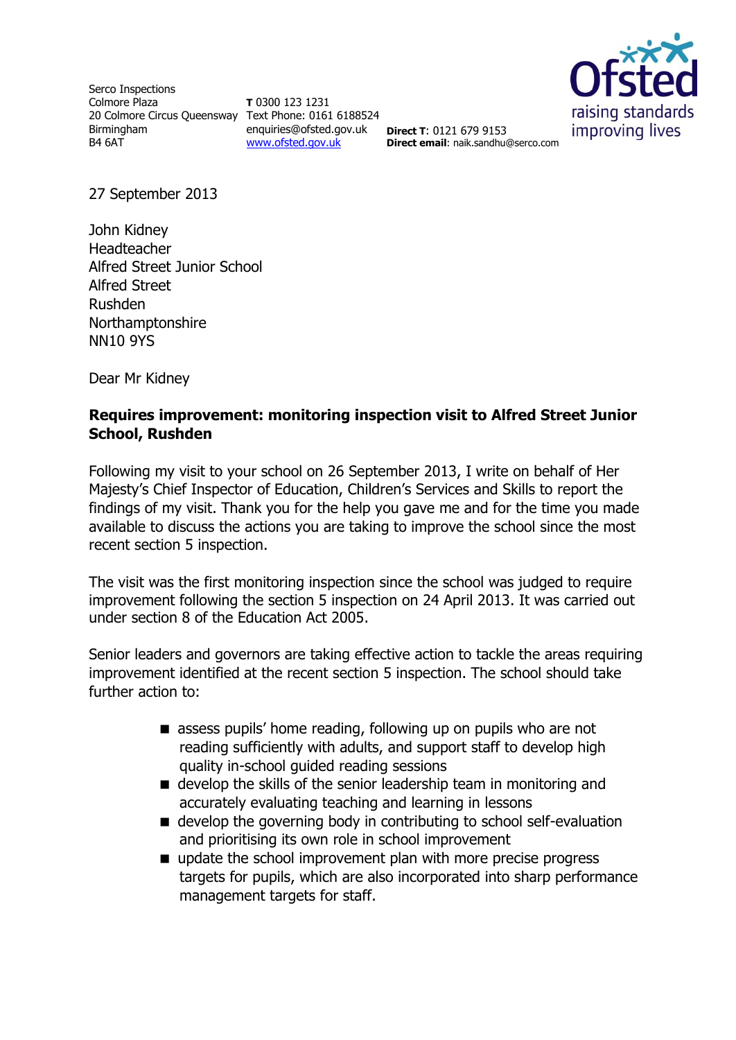Serco Inspections
Colmore Plaza
20 Colmore Circus Queensway
Birmingham
B4 6AT

**T** 0300 123 1231
Text Phone: 0161 6188524
enquiries@ofsted.gov.uk
www.ofsted.gov.uk

**Direct T**: 0121 679 9153
**Direct email**: naik.sandhu@serco.com

Ofsted
raising standards
improving lives

27 September 2013

John Kidney
Headteacher
Alfred Street Junior School
Alfred Street
Rushden
Northamptonshire
NN10 9YS

Dear Mr Kidney

**Requires improvement: monitoring inspection visit to Alfred Street Junior School, Rushden**

Following my visit to your school on 26 September 2013, I write on behalf of Her Majesty's Chief Inspector of Education, Children's Services and Skills to report the findings of my visit. Thank you for the help you gave me and for the time you made available to discuss the actions you are taking to improve the school since the most recent section 5 inspection.

The visit was the first monitoring inspection since the school was judged to require improvement following the section 5 inspection on 24 April 2013. It was carried out under section 8 of the Education Act 2005.

Senior leaders and governors are taking effective action to tackle the areas requiring improvement identified at the recent section 5 inspection. The school should take further action to:

- assess pupils' home reading, following up on pupils who are not reading sufficiently with adults, and support staff to develop high quality in-school guided reading sessions
- develop the skills of the senior leadership team in monitoring and accurately evaluating teaching and learning in lessons
- develop the governing body in contributing to school self-evaluation and prioritising its own role in school improvement
- update the school improvement plan with more precise progress targets for pupils, which are also incorporated into sharp performance management targets for staff.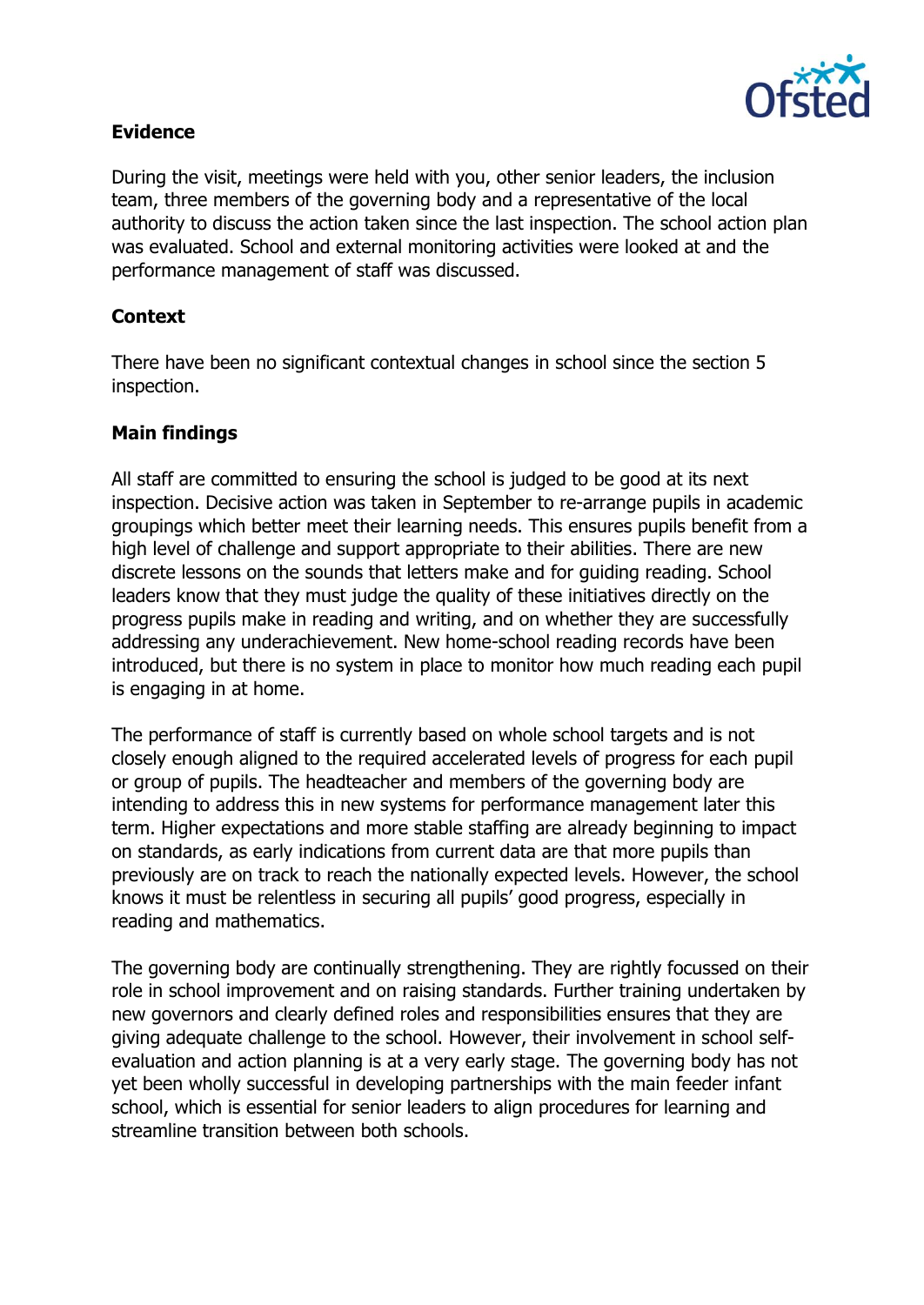## Evidence

During the visit, meetings were held with you, other senior leaders, the inclusion team, three members of the governing body and a representative of the local authority to discuss the action taken since the last inspection. The school action plan was evaluated. School and external monitoring activities were looked at and the performance management of staff was discussed.

## Context

There have been no significant contextual changes in school since the section 5 inspection.

## Main findings

All staff are committed to ensuring the school is judged to be good at its next inspection. Decisive action was taken in September to re-arrange pupils in academic groupings which better meet their learning needs. This ensures pupils benefit from a high level of challenge and support appropriate to their abilities. There are new discrete lessons on the sounds that letters make and for guiding reading. School leaders know that they must judge the quality of these initiatives directly on the progress pupils make in reading and writing, and on whether they are successfully addressing any underachievement. New home-school reading records have been introduced, but there is no system in place to monitor how much reading each pupil is engaging in at home.

The performance of staff is currently based on whole school targets and is not closely enough aligned to the required accelerated levels of progress for each pupil or group of pupils. The headteacher and members of the governing body are intending to address this in new systems for performance management later this term. Higher expectations and more stable staffing are already beginning to impact on standards, as early indications from current data are that more pupils than previously are on track to reach the nationally expected levels. However, the school knows it must be relentless in securing all pupils' good progress, especially in reading and mathematics.

The governing body are continually strengthening. They are rightly focussed on their role in school improvement and on raising standards. Further training undertaken by new governors and clearly defined roles and responsibilities ensures that they are giving adequate challenge to the school. However, their involvement in school self-evaluation and action planning is at a very early stage. The governing body has not yet been wholly successful in developing partnerships with the main feeder infant school, which is essential for senior leaders to align procedures for learning and streamline transition between both schools.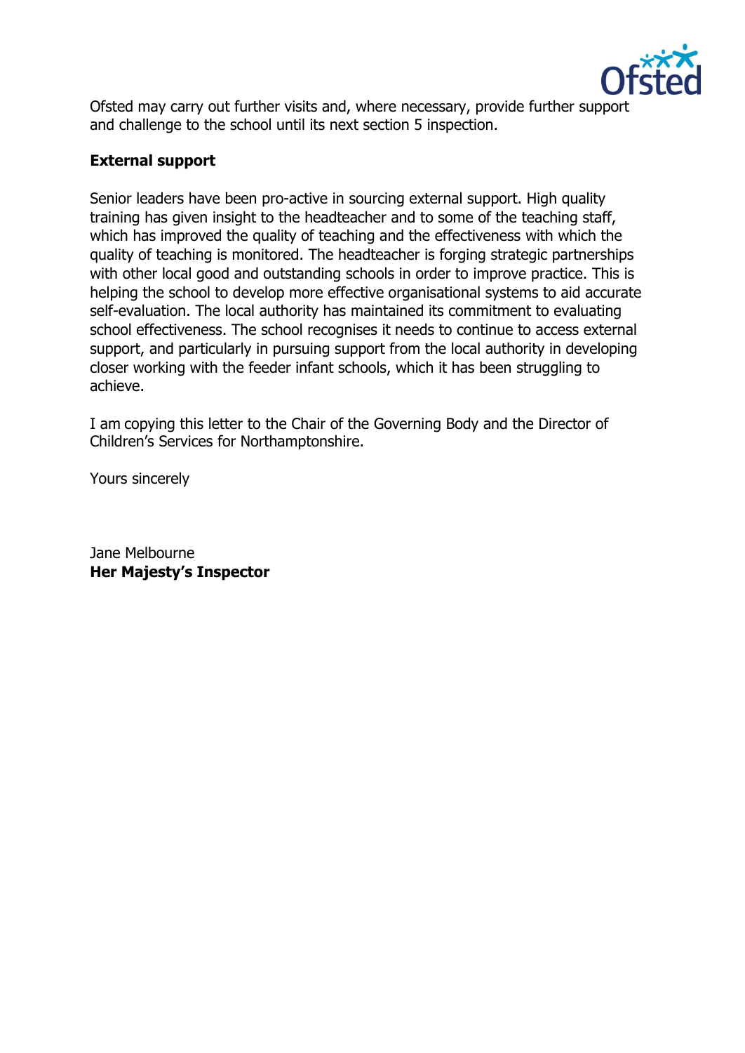Ofsted may carry out further visits and, where necessary, provide further support and challenge to the school until its next section 5 inspection.

**External support**

Senior leaders have been pro-active in sourcing external support. High quality training has given insight to the headteacher and to some of the teaching staff, which has improved the quality of teaching and the effectiveness with which the quality of teaching is monitored. The headteacher is forging strategic partnerships with other local good and outstanding schools in order to improve practice. This is helping the school to develop more effective organisational systems to aid accurate self-evaluation. The local authority has maintained its commitment to evaluating school effectiveness. The school recognises it needs to continue to access external support, and particularly in pursuing support from the local authority in developing closer working with the feeder infant schools, which it has been struggling to achieve.

I am copying this letter to the Chair of the Governing Body and the Director of Children's Services for Northamptonshire.

Yours sincerely

Jane Melbourne
**Her Majesty's Inspector**